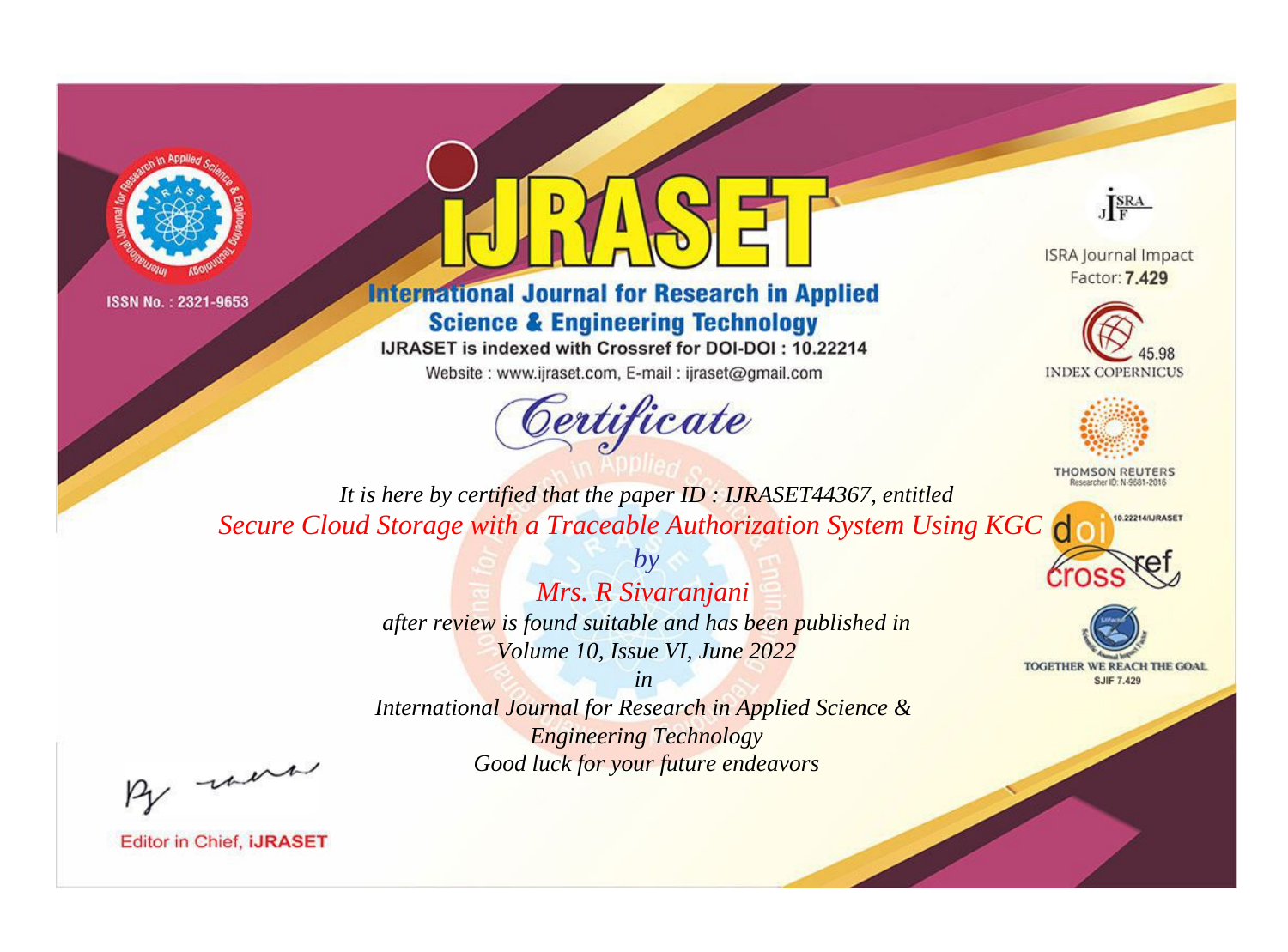ISSN No. : 2321-9653

# IJRASET

## International Journal for Research in Applied Science & Engineering Technology

IJRASET is indexed with Crossref for DOI-DOI : 10.22214

Website : www.ijraset.com, E-mail : ijraset@gmail.com

ISRA Journal Impact Factor: **7.429**

45.98 INDEX COPERNICUS

THOMSON REUTERS Researcher ID: N-9681-2016

10.22214/IJRASET

TOGETHER WE REACH THE GOAL SJIF 7.429

## *Certificate*

*It is here by certified that the paper ID : IJRASET44367, entitled*

*Secure Cloud Storage with a Traceable Authorization System Using KGC*

*by*

*Mrs. R Sivaranjani*

*after review is found suitable and has been published in*

*Volume 10, Issue VI, June 2022*

*in*

*International Journal for Research in Applied Science & Engineering Technology*

*Good luck for your future endeavors*

Editor in Chief, **iJRASET**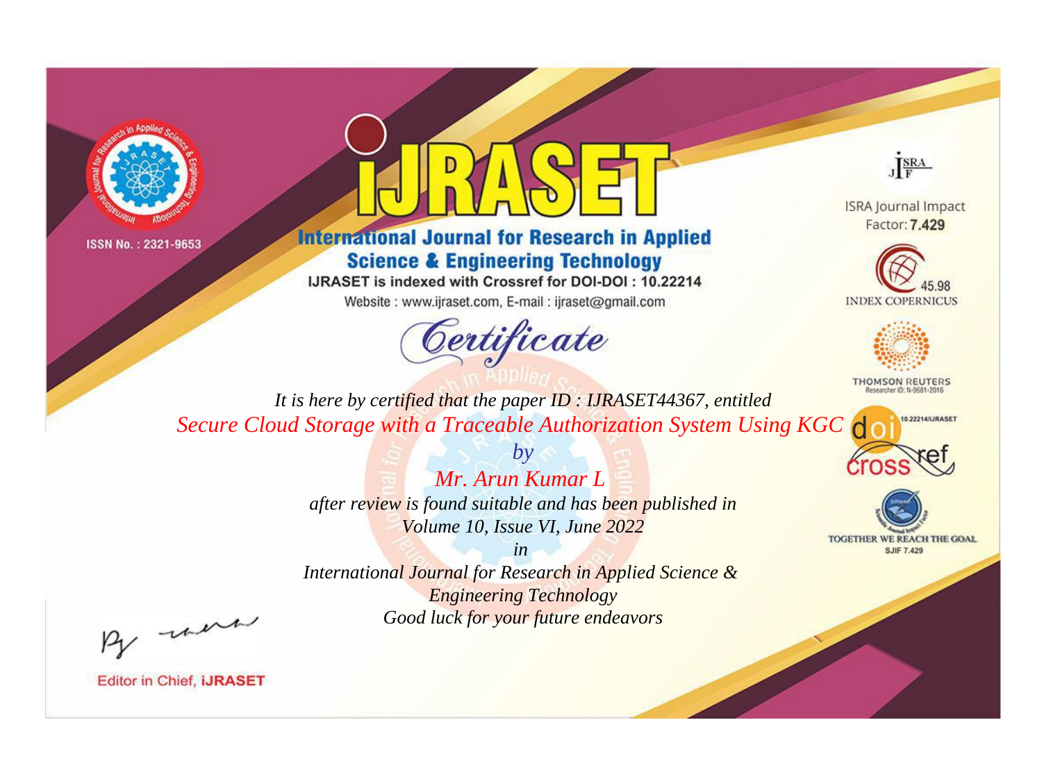ISSN No. : 2321-9653

# iJRASET

## International Journal for Research in Applied Science & Engineering Technology

IJRASET is indexed with Crossref for DOI-DOI : 10.22214

Website : www.ijraset.com, E-mail : ijraset@gmail.com

ISRA Journal Impact Factor: **7.429**

45.98 INDEX COPERNICUS

THOMSON REUTERS Researcher ID: N-9681-2016

10.22214/IJRASET

TOGETHER WE REACH THE GOAL SJIF 7.429

*Certificate*

*It is here by certified that the paper ID : IJRASET44367, entitled*

*Secure Cloud Storage with a Traceable Authorization System Using KGC*

*by*

*Mr. Arun Kumar L*

*after review is found suitable and has been published in*

*Volume 10, Issue VI, June 2022*

*in*

*International Journal for Research in Applied Science & Engineering Technology*

*Good luck for your future endeavors*

Editor in Chief, **iJRASET**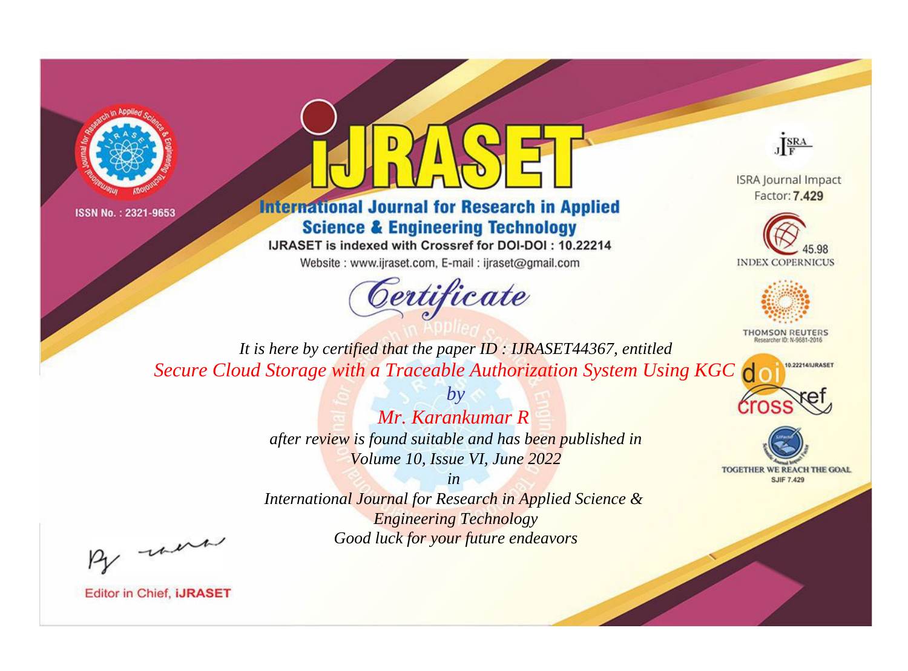ISSN No. : 2321-9653

# iJRASET

## International Journal for Research in Applied Science & Engineering Technology

IJRASET is indexed with Crossref for DOI-DOI : 10.22214

Website : www.ijraset.com, E-mail : ijraset@gmail.com

ISRA Journal Impact Factor: **7.429**

45.98 INDEX COPERNICUS

THOMSON REUTERS Researcher ID: N-9681-2016

10.22214/IJRASET

TOGETHER WE REACH THE GOAL SJIF 7.429

## *Certificate*

*It is here by certified that the paper ID : IJRASET44367, entitled*

*Secure Cloud Storage with a Traceable Authorization System Using KGC*

*by*

*Mr. Karankumar R*

*after review is found suitable and has been published in*

*Volume 10, Issue VI, June 2022*

*in*

*International Journal for Research in Applied Science & Engineering Technology*

*Good luck for your future endeavors*

Editor in Chief, **iJRASET**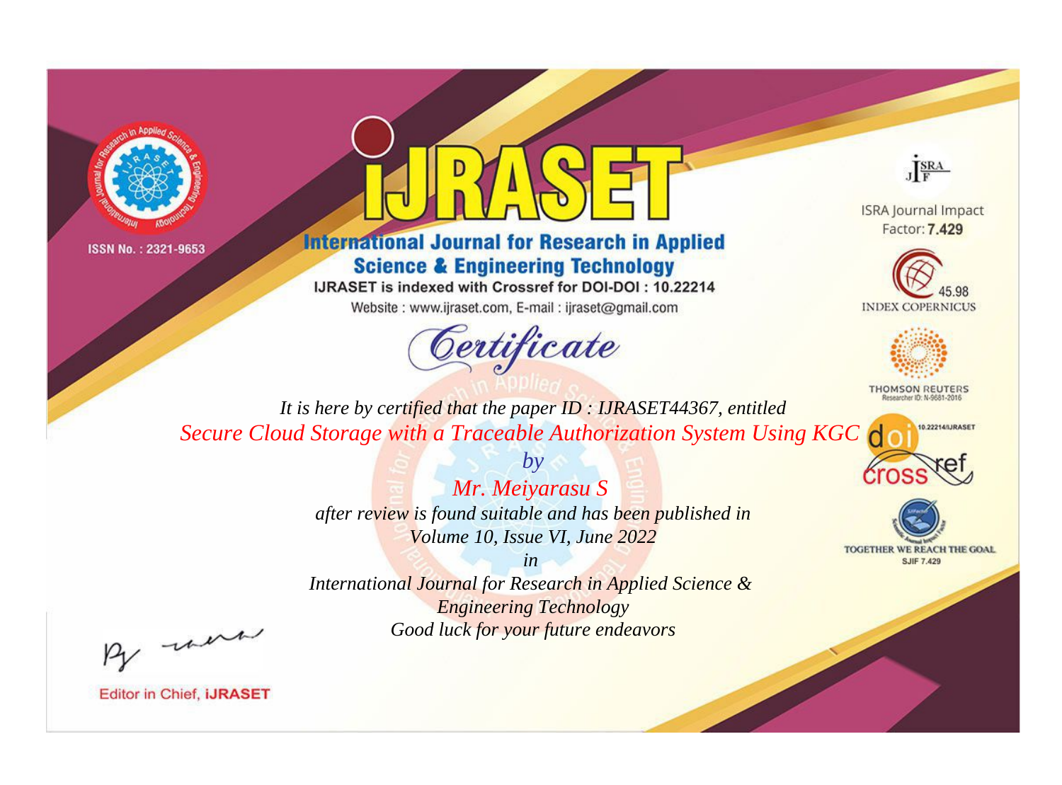ISSN No. : 2321-9653

# iJRASET

## International Journal for Research in Applied Science & Engineering Technology

IJRASET is indexed with Crossref for DOI-DOI : 10.22214

Website : www.ijraset.com, E-mail : ijraset@gmail.com

ISRA Journal Impact Factor: **7.429**

45.98 INDEX COPERNICUS

THOMSON REUTERS Researcher ID: N-9681-2016

10.22214/IJRASET

TOGETHER WE REACH THE GOAL SJIF 7.429

*Certificate*

*It is here by certified that the paper ID : IJRASET44367, entitled*

*Secure Cloud Storage with a Traceable Authorization System Using KGC*

*by*

*Mr. Meiyarasu S*

*after review is found suitable and has been published in*

*Volume 10, Issue VI, June 2022*

*in*

*International Journal for Research in Applied Science & Engineering Technology*

*Good luck for your future endeavors*

Editor in Chief, **iJRASET**